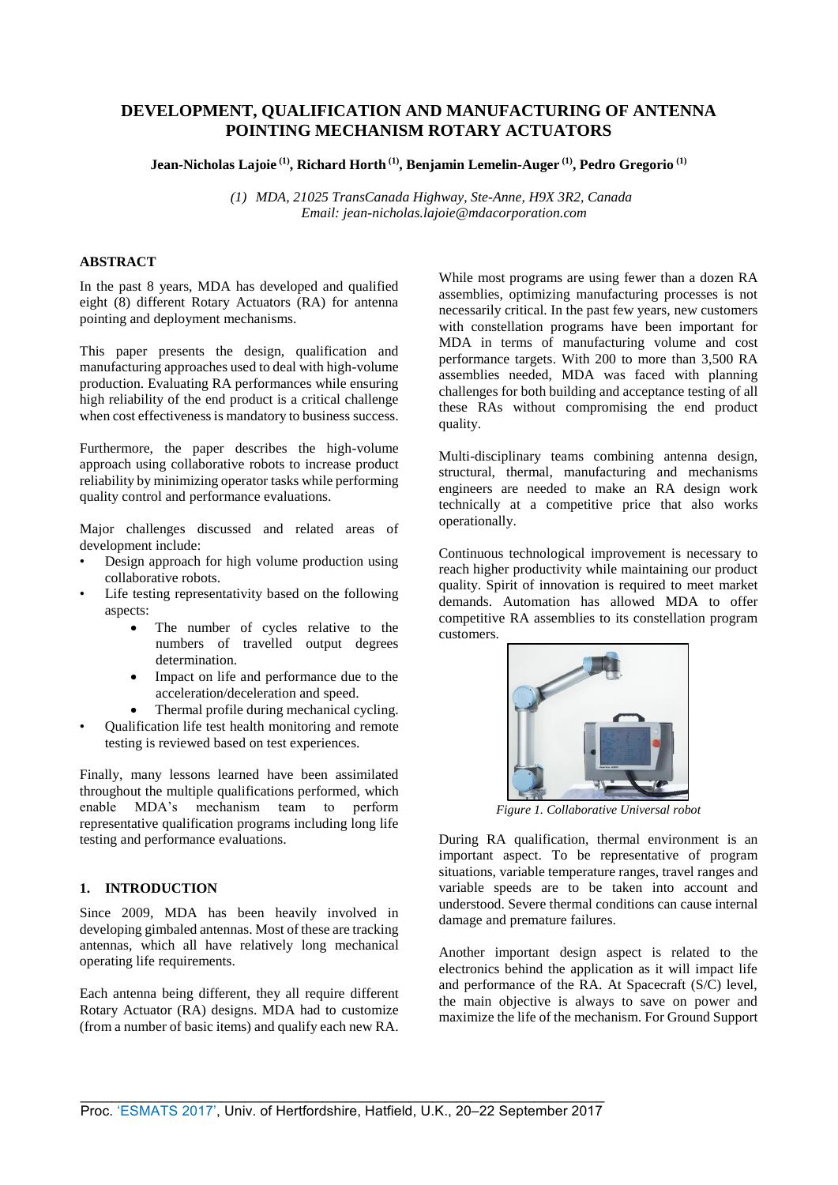# DEVELOPMENT, QUALIFICATION AND MANUFACTURING OF ANTENNA POINTING MECHANISM ROTARY ACTUATORS

**Jean-Nicholas Lajoie [(1)], Richard Horth [(1)], Benjamin Lemelin-Auger [(1)], Pedro Gregorio [(1)]**

*(1) MDA, 21025 TransCanada Highway, Ste-Anne, H9X 3R2, Canada*
*Email: jean-nicholas.lajoie@mdacorporation.com*

## ABSTRACT

In the past 8 years, MDA has developed and qualified eight (8) different Rotary Actuators (RA) for antenna pointing and deployment mechanisms.

This paper presents the design, qualification and manufacturing approaches used to deal with high-volume production. Evaluating RA performances while ensuring high reliability of the end product is a critical challenge when cost effectiveness is mandatory to business success.

Furthermore, the paper describes the high-volume approach using collaborative robots to increase product reliability by minimizing operator tasks while performing quality control and performance evaluations.

Major challenges discussed and related areas of development include:

- Design approach for high volume production using collaborative robots.
- Life testing representativity based on the following aspects:
  - The number of cycles relative to the numbers of travelled output degrees determination.
  - Impact on life and performance due to the acceleration/deceleration and speed.
  - Thermal profile during mechanical cycling.
- Qualification life test health monitoring and remote testing is reviewed based on test experiences.

Finally, many lessons learned have been assimilated throughout the multiple qualifications performed, which enable MDA's mechanism team to perform representative qualification programs including long life testing and performance evaluations.

## 1. INTRODUCTION

Since 2009, MDA has been heavily involved in developing gimbaled antennas. Most of these are tracking antennas, which all have relatively long mechanical operating life requirements.

Each antenna being different, they all require different Rotary Actuator (RA) designs. MDA had to customize (from a number of basic items) and qualify each new RA.

While most programs are using fewer than a dozen RA assemblies, optimizing manufacturing processes is not necessarily critical. In the past few years, new customers with constellation programs have been important for MDA in terms of manufacturing volume and cost performance targets. With 200 to more than 3,500 RA assemblies needed, MDA was faced with planning challenges for both building and acceptance testing of all these RAs without compromising the end product quality.

Multi-disciplinary teams combining antenna design, structural, thermal, manufacturing and mechanisms engineers are needed to make an RA design work technically at a competitive price that also works operationally.

Continuous technological improvement is necessary to reach higher productivity while maintaining our product quality. Spirit of innovation is required to meet market demands. Automation has allowed MDA to offer competitive RA assemblies to its constellation program customers.

*Figure 1. Collaborative Universal robot*

During RA qualification, thermal environment is an important aspect. To be representative of program situations, variable temperature ranges, travel ranges and variable speeds are to be taken into account and understood. Severe thermal conditions can cause internal damage and premature failures.

Another important design aspect is related to the electronics behind the application as it will impact life and performance of the RA. At Spacecraft (S/C) level, the main objective is always to save on power and maximize the life of the mechanism. For Ground Support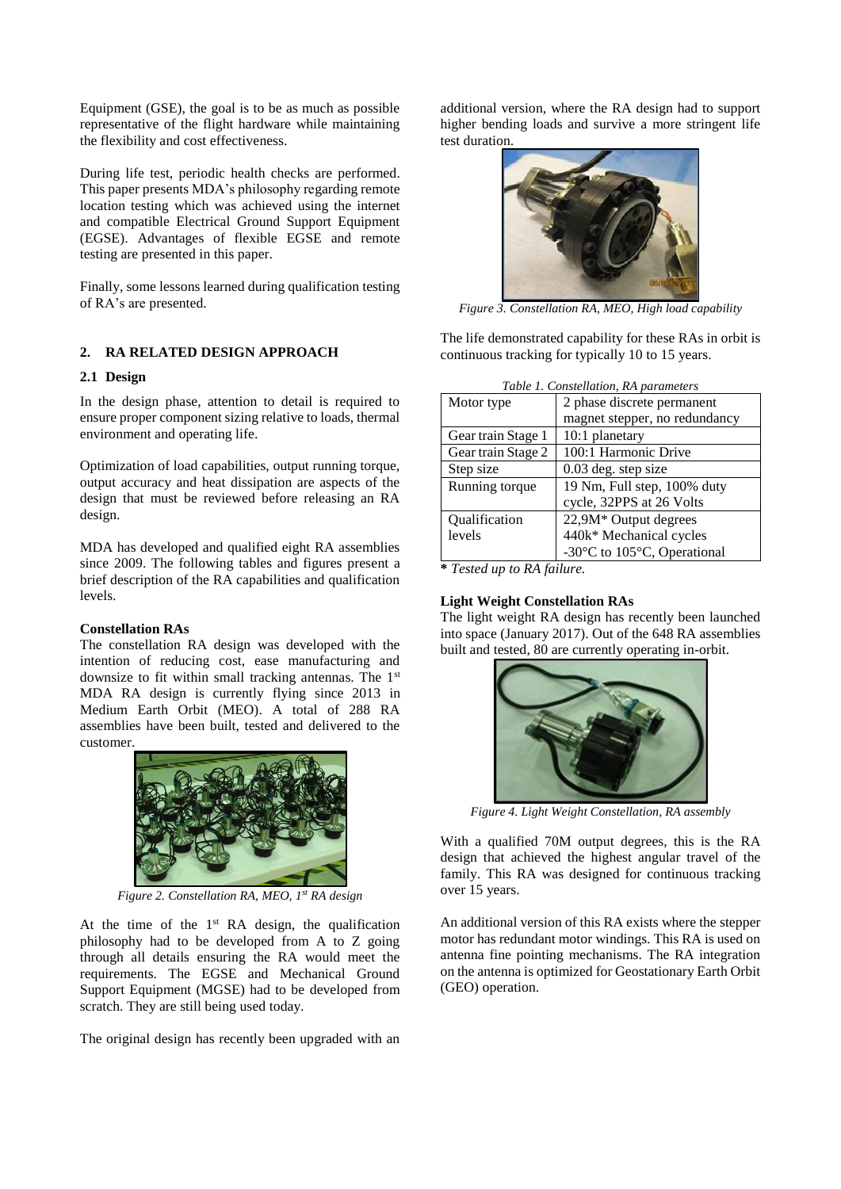Equipment (GSE), the goal is to be as much as possible representative of the flight hardware while maintaining the flexibility and cost effectiveness.

During life test, periodic health checks are performed. This paper presents MDA's philosophy regarding remote location testing which was achieved using the internet and compatible Electrical Ground Support Equipment (EGSE). Advantages of flexible EGSE and remote testing are presented in this paper.

Finally, some lessons learned during qualification testing of RA's are presented.

## 2. RA RELATED DESIGN APPROACH

### 2.1 Design

In the design phase, attention to detail is required to ensure proper component sizing relative to loads, thermal environment and operating life.

Optimization of load capabilities, output running torque, output accuracy and heat dissipation are aspects of the design that must be reviewed before releasing an RA design.

MDA has developed and qualified eight RA assemblies since 2009. The following tables and figures present a brief description of the RA capabilities and qualification levels.

**Constellation RAs**

The constellation RA design was developed with the intention of reducing cost, ease manufacturing and downsize to fit within small tracking antennas. The 1st MDA RA design is currently flying since 2013 in Medium Earth Orbit (MEO). A total of 288 RA assemblies have been built, tested and delivered to the customer.

*Figure 2. Constellation RA, MEO, 1st RA design*

At the time of the 1st RA design, the qualification philosophy had to be developed from A to Z going through all details ensuring the RA would meet the requirements. The EGSE and Mechanical Ground Support Equipment (MGSE) had to be developed from scratch. They are still being used today.

The original design has recently been upgraded with an additional version, where the RA design had to support higher bending loads and survive a more stringent life test duration.

*Figure 3. Constellation RA, MEO, High load capability*

The life demonstrated capability for these RAs in orbit is continuous tracking for typically 10 to 15 years.

*Table 1. Constellation, RA parameters*

| | |
|---|---|
| Motor type | 2 phase discrete permanent magnet stepper, no redundancy |
| Gear train Stage 1 | 10:1 planetary |
| Gear train Stage 2 | 100:1 Harmonic Drive |
| Step size | 0.03 deg. step size |
| Running torque | 19 Nm, Full step, 100% duty cycle, 32PPS at 26 Volts |
| Qualification levels | 22,9M* Output degrees<br>440k* Mechanical cycles<br>-30°C to 105°C, Operational |

**\*** *Tested up to RA failure.*

**Light Weight Constellation RAs**

The light weight RA design has recently been launched into space (January 2017). Out of the 648 RA assemblies built and tested, 80 are currently operating in-orbit.

*Figure 4. Light Weight Constellation, RA assembly*

With a qualified 70M output degrees, this is the RA design that achieved the highest angular travel of the family. This RA was designed for continuous tracking over 15 years.

An additional version of this RA exists where the stepper motor has redundant motor windings. This RA is used on antenna fine pointing mechanisms. The RA integration on the antenna is optimized for Geostationary Earth Orbit (GEO) operation.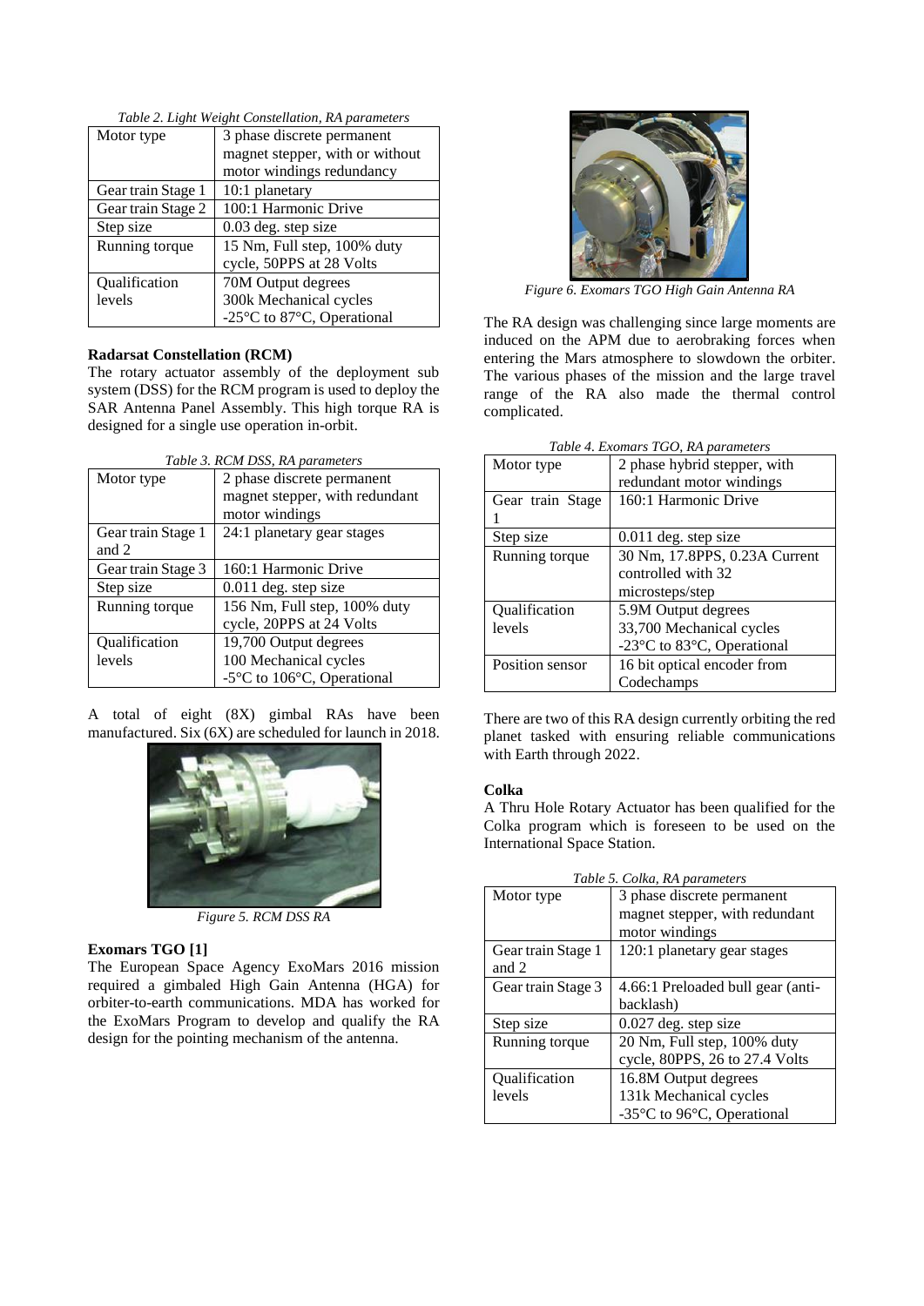*Table 2. Light Weight Constellation, RA parameters*

| | |
|---|---|
| Motor type | 3 phase discrete permanent magnet stepper, with or without motor windings redundancy |
| Gear train Stage 1 | 10:1 planetary |
| Gear train Stage 2 | 100:1 Harmonic Drive |
| Step size | 0.03 deg. step size |
| Running torque | 15 Nm, Full step, 100% duty cycle, 50PPS at 28 Volts |
| Qualification levels | 70M Output degrees<br>300k Mechanical cycles<br>-25°C to 87°C, Operational |

**Radarsat Constellation (RCM)**

The rotary actuator assembly of the deployment sub system (DSS) for the RCM program is used to deploy the SAR Antenna Panel Assembly. This high torque RA is designed for a single use operation in-orbit.

*Table 3. RCM DSS, RA parameters*

| | |
|---|---|
| Motor type | 2 phase discrete permanent magnet stepper, with redundant motor windings |
| Gear train Stage 1 and 2 | 24:1 planetary gear stages |
| Gear train Stage 3 | 160:1 Harmonic Drive |
| Step size | 0.011 deg. step size |
| Running torque | 156 Nm, Full step, 100% duty cycle, 20PPS at 24 Volts |
| Qualification levels | 19,700 Output degrees<br>100 Mechanical cycles<br>-5°C to 106°C, Operational |

A total of eight (8X) gimbal RAs have been manufactured. Six (6X) are scheduled for launch in 2018.

*Figure 5. RCM DSS RA*

**Exomars TGO [1]**

The European Space Agency ExoMars 2016 mission required a gimbaled High Gain Antenna (HGA) for orbiter-to-earth communications. MDA has worked for the ExoMars Program to develop and qualify the RA design for the pointing mechanism of the antenna.

*Figure 6. Exomars TGO High Gain Antenna RA*

The RA design was challenging since large moments are induced on the APM due to aerobraking forces when entering the Mars atmosphere to slowdown the orbiter. The various phases of the mission and the large travel range of the RA also made the thermal control complicated.

*Table 4. Exomars TGO, RA parameters*

| | |
|---|---|
| Motor type | 2 phase hybrid stepper, with redundant motor windings |
| Gear train Stage 1 | 160:1 Harmonic Drive |
| Step size | 0.011 deg. step size |
| Running torque | 30 Nm, 17.8PPS, 0.23A Current controlled with 32 microsteps/step |
| Qualification levels | 5.9M Output degrees<br>33,700 Mechanical cycles<br>-23°C to 83°C, Operational |
| Position sensor | 16 bit optical encoder from Codechamps |

There are two of this RA design currently orbiting the red planet tasked with ensuring reliable communications with Earth through 2022.

**Colka**

A Thru Hole Rotary Actuator has been qualified for the Colka program which is foreseen to be used on the International Space Station.

*Table 5. Colka, RA parameters*

| | |
|---|---|
| Motor type | 3 phase discrete permanent magnet stepper, with redundant motor windings |
| Gear train Stage 1 and 2 | 120:1 planetary gear stages |
| Gear train Stage 3 | 4.66:1 Preloaded bull gear (anti-backlash) |
| Step size | 0.027 deg. step size |
| Running torque | 20 Nm, Full step, 100% duty cycle, 80PPS, 26 to 27.4 Volts |
| Qualification levels | 16.8M Output degrees<br>131k Mechanical cycles<br>-35°C to 96°C, Operational |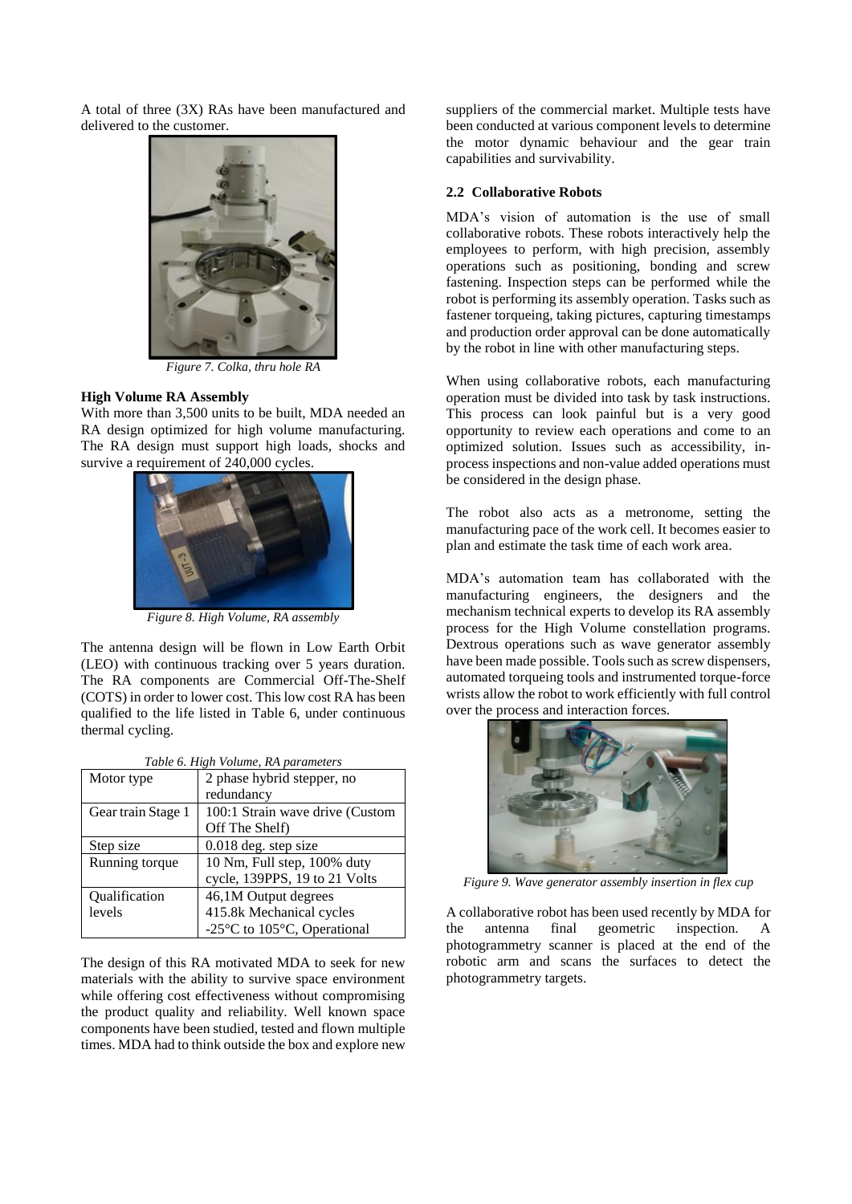A total of three (3X) RAs have been manufactured and delivered to the customer.

*Figure 7. Colka, thru hole RA*

**High Volume RA Assembly**

With more than 3,500 units to be built, MDA needed an RA design optimized for high volume manufacturing. The RA design must support high loads, shocks and survive a requirement of 240,000 cycles.

*Figure 8. High Volume, RA assembly*

The antenna design will be flown in Low Earth Orbit (LEO) with continuous tracking over 5 years duration. The RA components are Commercial Off-The-Shelf (COTS) in order to lower cost. This low cost RA has been qualified to the life listed in Table 6, under continuous thermal cycling.

*Table 6. High Volume, RA parameters*

| Motor type | 2 phase hybrid stepper, no redundancy |
|---|---|
| Gear train Stage 1 | 100:1 Strain wave drive (Custom Off The Shelf) |
| Step size | 0.018 deg. step size |
| Running torque | 10 Nm, Full step, 100% duty cycle, 139PPS, 19 to 21 Volts |
| Qualification levels | 46,1M Output degrees<br>415.8k Mechanical cycles<br>-25°C to 105°C, Operational |

The design of this RA motivated MDA to seek for new materials with the ability to survive space environment while offering cost effectiveness without compromising the product quality and reliability. Well known space components have been studied, tested and flown multiple times. MDA had to think outside the box and explore new suppliers of the commercial market. Multiple tests have been conducted at various component levels to determine the motor dynamic behaviour and the gear train capabilities and survivability.

### 2.2 Collaborative Robots

MDA's vision of automation is the use of small collaborative robots. These robots interactively help the employees to perform, with high precision, assembly operations such as positioning, bonding and screw fastening. Inspection steps can be performed while the robot is performing its assembly operation. Tasks such as fastener torqueing, taking pictures, capturing timestamps and production order approval can be done automatically by the robot in line with other manufacturing steps.

When using collaborative robots, each manufacturing operation must be divided into task by task instructions. This process can look painful but is a very good opportunity to review each operations and come to an optimized solution. Issues such as accessibility, in-process inspections and non-value added operations must be considered in the design phase.

The robot also acts as a metronome, setting the manufacturing pace of the work cell. It becomes easier to plan and estimate the task time of each work area.

MDA's automation team has collaborated with the manufacturing engineers, the designers and the mechanism technical experts to develop its RA assembly process for the High Volume constellation programs. Dextrous operations such as wave generator assembly have been made possible. Tools such as screw dispensers, automated torqueing tools and instrumented torque-force wrists allow the robot to work efficiently with full control over the process and interaction forces.

*Figure 9. Wave generator assembly insertion in flex cup*

A collaborative robot has been used recently by MDA for the antenna final geometric inspection. A photogrammetry scanner is placed at the end of the robotic arm and scans the surfaces to detect the photogrammetry targets.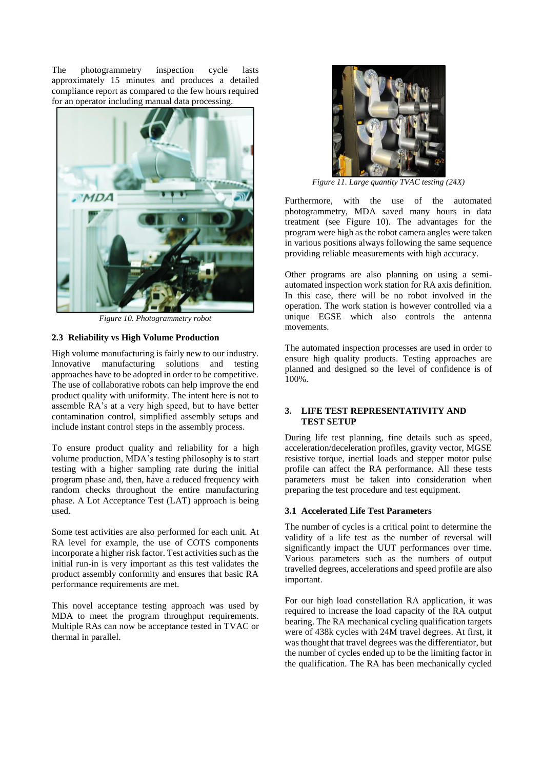The photogrammetry inspection cycle lasts approximately 15 minutes and produces a detailed compliance report as compared to the few hours required for an operator including manual data processing.

*Figure 10. Photogrammetry robot*

### 2.3 Reliability vs High Volume Production

High volume manufacturing is fairly new to our industry. Innovative manufacturing solutions and testing approaches have to be adopted in order to be competitive. The use of collaborative robots can help improve the end product quality with uniformity. The intent here is not to assemble RA's at a very high speed, but to have better contamination control, simplified assembly setups and include instant control steps in the assembly process.

To ensure product quality and reliability for a high volume production, MDA's testing philosophy is to start testing with a higher sampling rate during the initial program phase and, then, have a reduced frequency with random checks throughout the entire manufacturing phase. A Lot Acceptance Test (LAT) approach is being used.

Some test activities are also performed for each unit. At RA level for example, the use of COTS components incorporate a higher risk factor. Test activities such as the initial run-in is very important as this test validates the product assembly conformity and ensures that basic RA performance requirements are met.

This novel acceptance testing approach was used by MDA to meet the program throughput requirements. Multiple RAs can now be acceptance tested in TVAC or thermal in parallel.

*Figure 11. Large quantity TVAC testing (24X)*

Furthermore, with the use of the automated photogrammetry, MDA saved many hours in data treatment (see Figure 10). The advantages for the program were high as the robot camera angles were taken in various positions always following the same sequence providing reliable measurements with high accuracy.

Other programs are also planning on using a semi-automated inspection work station for RA axis definition. In this case, there will be no robot involved in the operation. The work station is however controlled via a unique EGSE which also controls the antenna movements.

The automated inspection processes are used in order to ensure high quality products. Testing approaches are planned and designed so the level of confidence is of 100%.

## 3. LIFE TEST REPRESENTATIVITY AND TEST SETUP

During life test planning, fine details such as speed, acceleration/deceleration profiles, gravity vector, MGSE resistive torque, inertial loads and stepper motor pulse profile can affect the RA performance. All these tests parameters must be taken into consideration when preparing the test procedure and test equipment.

### 3.1 Accelerated Life Test Parameters

The number of cycles is a critical point to determine the validity of a life test as the number of reversal will significantly impact the UUT performances over time. Various parameters such as the numbers of output travelled degrees, accelerations and speed profile are also important.

For our high load constellation RA application, it was required to increase the load capacity of the RA output bearing. The RA mechanical cycling qualification targets were of 438k cycles with 24M travel degrees. At first, it was thought that travel degrees was the differentiator, but the number of cycles ended up to be the limiting factor in the qualification. The RA has been mechanically cycled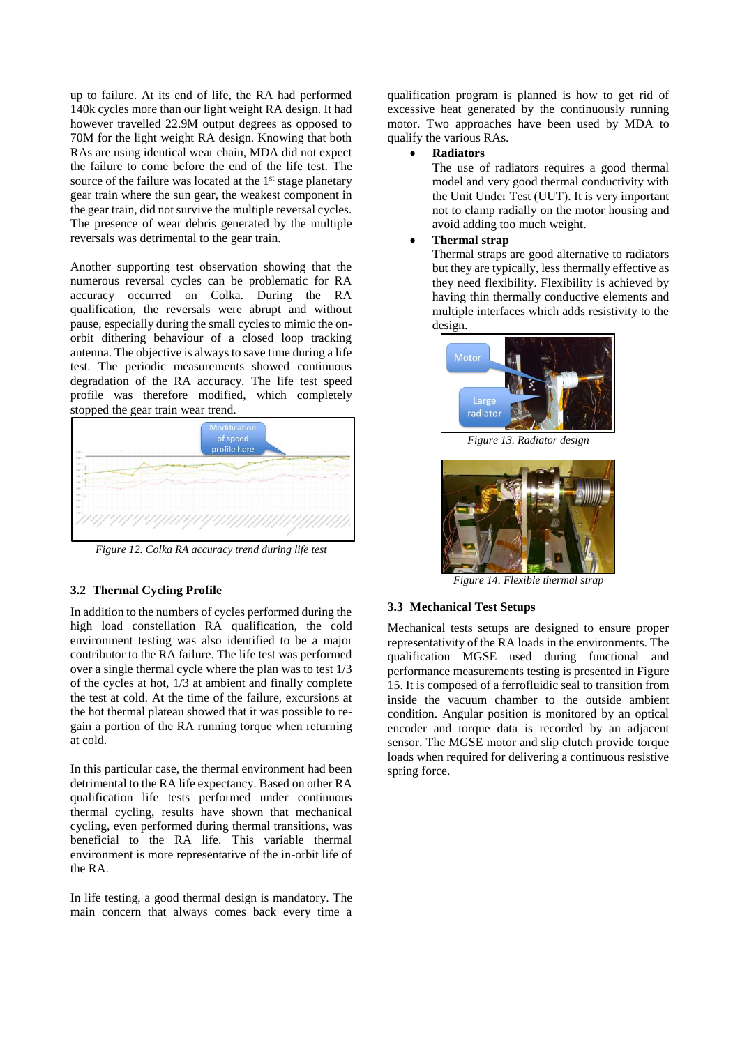up to failure. At its end of life, the RA had performed 140k cycles more than our light weight RA design. It had however travelled 22.9M output degrees as opposed to 70M for the light weight RA design. Knowing that both RAs are using identical wear chain, MDA did not expect the failure to come before the end of the life test. The source of the failure was located at the 1st stage planetary gear train where the sun gear, the weakest component in the gear train, did not survive the multiple reversal cycles. The presence of wear debris generated by the multiple reversals was detrimental to the gear train.

Another supporting test observation showing that the numerous reversal cycles can be problematic for RA accuracy occurred on Colka. During the RA qualification, the reversals were abrupt and without pause, especially during the small cycles to mimic the on-orbit dithering behaviour of a closed loop tracking antenna. The objective is always to save time during a life test. The periodic measurements showed continuous degradation of the RA accuracy. The life test speed profile was therefore modified, which completely stopped the gear train wear trend.

*Figure 12. Colka RA accuracy trend during life test*

### 3.2 Thermal Cycling Profile

In addition to the numbers of cycles performed during the high load constellation RA qualification, the cold environment testing was also identified to be a major contributor to the RA failure. The life test was performed over a single thermal cycle where the plan was to test 1/3 of the cycles at hot, 1/3 at ambient and finally complete the test at cold. At the time of the failure, excursions at the hot thermal plateau showed that it was possible to re-gain a portion of the RA running torque when returning at cold.

In this particular case, the thermal environment had been detrimental to the RA life expectancy. Based on other RA qualification life tests performed under continuous thermal cycling, results have shown that mechanical cycling, even performed during thermal transitions, was beneficial to the RA life. This variable thermal environment is more representative of the in-orbit life of the RA.

In life testing, a good thermal design is mandatory. The main concern that always comes back every time a qualification program is planned is how to get rid of excessive heat generated by the continuously running motor. Two approaches have been used by MDA to qualify the various RAs.

- **Radiators**
  The use of radiators requires a good thermal model and very good thermal conductivity with the Unit Under Test (UUT). It is very important not to clamp radially on the motor housing and avoid adding too much weight.
- **Thermal strap**
  Thermal straps are good alternative to radiators but they are typically, less thermally effective as they need flexibility. Flexibility is achieved by having thin thermally conductive elements and multiple interfaces which adds resistivity to the design.

*Figure 13. Radiator design*

*Figure 14. Flexible thermal strap*

### 3.3 Mechanical Test Setups

Mechanical tests setups are designed to ensure proper representativity of the RA loads in the environments. The qualification MGSE used during functional and performance measurements testing is presented in Figure 15. It is composed of a ferrofluidic seal to transition from inside the vacuum chamber to the outside ambient condition. Angular position is monitored by an optical encoder and torque data is recorded by an adjacent sensor. The MGSE motor and slip clutch provide torque loads when required for delivering a continuous resistive spring force.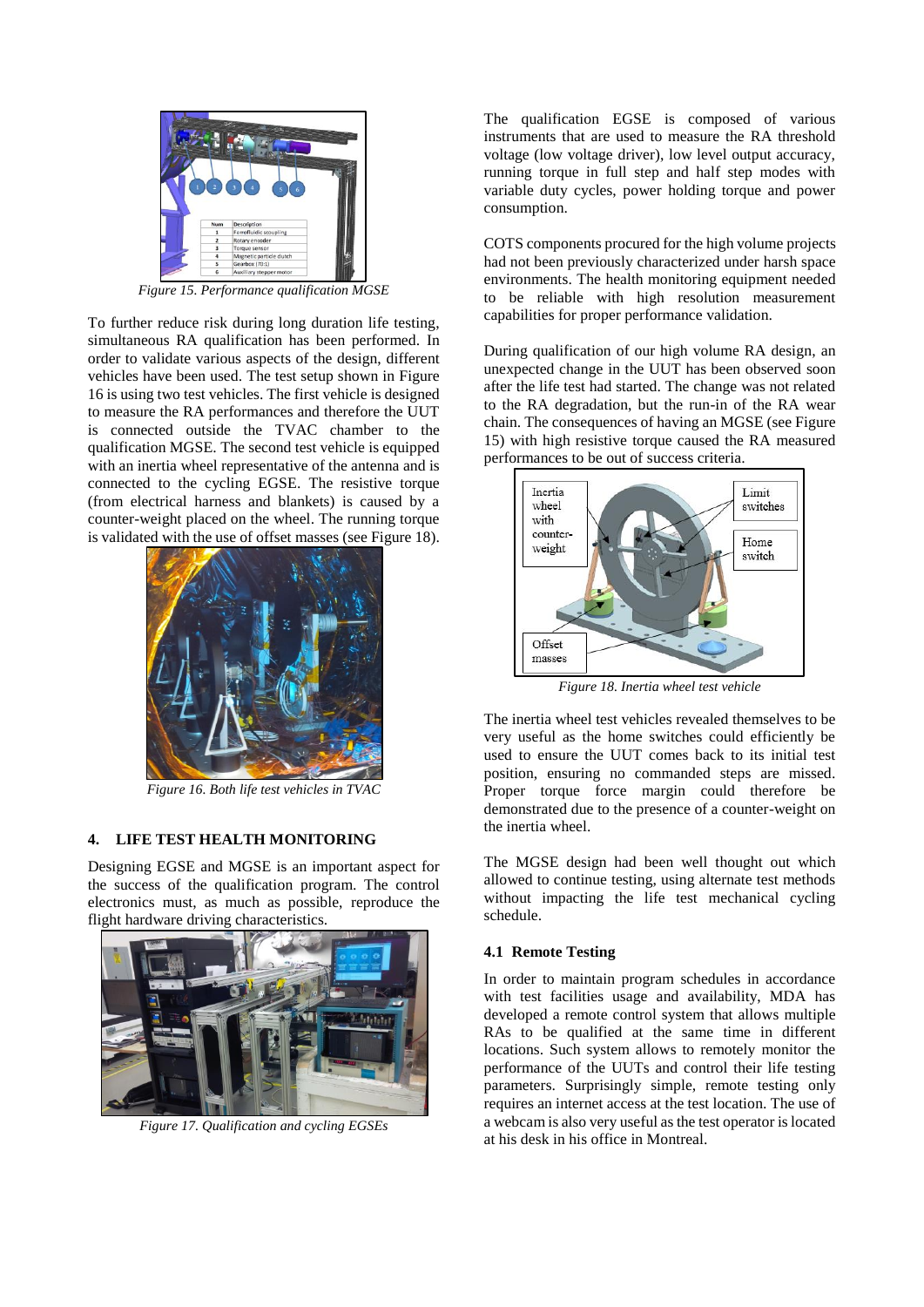Figure 15. Performance qualification MGSE

To further reduce risk during long duration life testing, simultaneous RA qualification has been performed. In order to validate various aspects of the design, different vehicles have been used. The test setup shown in Figure 16 is using two test vehicles. The first vehicle is designed to measure the RA performances and therefore the UUT is connected outside the TVAC chamber to the qualification MGSE. The second test vehicle is equipped with an inertia wheel representative of the antenna and is connected to the cycling EGSE. The resistive torque (from electrical harness and blankets) is caused by a counter-weight placed on the wheel. The running torque is validated with the use of offset masses (see Figure 18).

Figure 16. Both life test vehicles in TVAC

## 4. LIFE TEST HEALTH MONITORING

Designing EGSE and MGSE is an important aspect for the success of the qualification program. The control electronics must, as much as possible, reproduce the flight hardware driving characteristics.

Figure 17. Qualification and cycling EGSEs

The qualification EGSE is composed of various instruments that are used to measure the RA threshold voltage (low voltage driver), low level output accuracy, running torque in full step and half step modes with variable duty cycles, power holding torque and power consumption.

COTS components procured for the high volume projects had not been previously characterized under harsh space environments. The health monitoring equipment needed to be reliable with high resolution measurement capabilities for proper performance validation.

During qualification of our high volume RA design, an unexpected change in the UUT has been observed soon after the life test had started. The change was not related to the RA degradation, but the run-in of the RA wear chain. The consequences of having an MGSE (see Figure 15) with high resistive torque caused the RA measured performances to be out of success criteria.

Figure 18. Inertia wheel test vehicle

The inertia wheel test vehicles revealed themselves to be very useful as the home switches could efficiently be used to ensure the UUT comes back to its initial test position, ensuring no commanded steps are missed. Proper torque force margin could therefore be demonstrated due to the presence of a counter-weight on the inertia wheel.

The MGSE design had been well thought out which allowed to continue testing, using alternate test methods without impacting the life test mechanical cycling schedule.

### 4.1 Remote Testing

In order to maintain program schedules in accordance with test facilities usage and availability, MDA has developed a remote control system that allows multiple RAs to be qualified at the same time in different locations. Such system allows to remotely monitor the performance of the UUTs and control their life testing parameters. Surprisingly simple, remote testing only requires an internet access at the test location. The use of a webcam is also very useful as the test operator is located at his desk in his office in Montreal.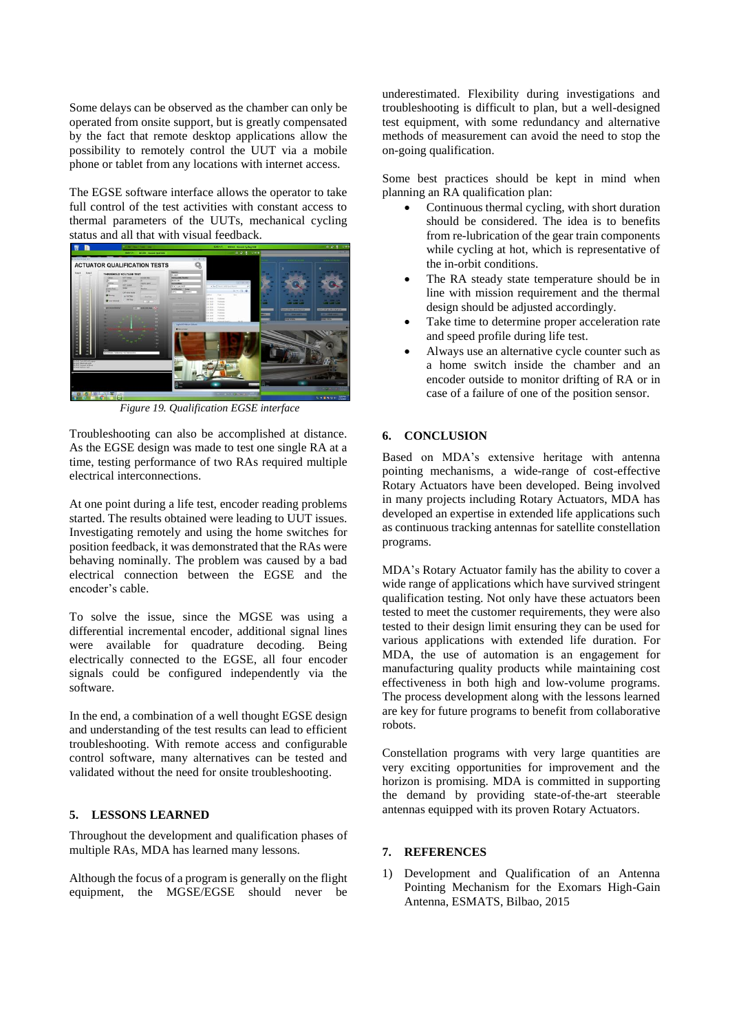Some delays can be observed as the chamber can only be operated from onsite support, but is greatly compensated by the fact that remote desktop applications allow the possibility to remotely control the UUT via a mobile phone or tablet from any locations with internet access.

The EGSE software interface allows the operator to take full control of the test activities with constant access to thermal parameters of the UUTs, mechanical cycling status and all that with visual feedback.

*Figure 19. Qualification EGSE interface*

Troubleshooting can also be accomplished at distance. As the EGSE design was made to test one single RA at a time, testing performance of two RAs required multiple electrical interconnections.

At one point during a life test, encoder reading problems started. The results obtained were leading to UUT issues. Investigating remotely and using the home switches for position feedback, it was demonstrated that the RAs were behaving nominally. The problem was caused by a bad electrical connection between the EGSE and the encoder's cable.

To solve the issue, since the MGSE was using a differential incremental encoder, additional signal lines were available for quadrature decoding. Being electrically connected to the EGSE, all four encoder signals could be configured independently via the software.

In the end, a combination of a well thought EGSE design and understanding of the test results can lead to efficient troubleshooting. With remote access and configurable control software, many alternatives can be tested and validated without the need for onsite troubleshooting.

## 5. LESSONS LEARNED

Throughout the development and qualification phases of multiple RAs, MDA has learned many lessons.

Although the focus of a program is generally on the flight equipment, the MGSE/EGSE should never be underestimated. Flexibility during investigations and troubleshooting is difficult to plan, but a well-designed test equipment, with some redundancy and alternative methods of measurement can avoid the need to stop the on-going qualification.

Some best practices should be kept in mind when planning an RA qualification plan:

- Continuous thermal cycling, with short duration should be considered. The idea is to benefits from re-lubrication of the gear train components while cycling at hot, which is representative of the in-orbit conditions.
- The RA steady state temperature should be in line with mission requirement and the thermal design should be adjusted accordingly.
- Take time to determine proper acceleration rate and speed profile during life test.
- Always use an alternative cycle counter such as a home switch inside the chamber and an encoder outside to monitor drifting of RA or in case of a failure of one of the position sensor.

## 6. CONCLUSION

Based on MDA's extensive heritage with antenna pointing mechanisms, a wide-range of cost-effective Rotary Actuators have been developed. Being involved in many projects including Rotary Actuators, MDA has developed an expertise in extended life applications such as continuous tracking antennas for satellite constellation programs.

MDA's Rotary Actuator family has the ability to cover a wide range of applications which have survived stringent qualification testing. Not only have these actuators been tested to meet the customer requirements, they were also tested to their design limit ensuring they can be used for various applications with extended life duration. For MDA, the use of automation is an engagement for manufacturing quality products while maintaining cost effectiveness in both high and low-volume programs. The process development along with the lessons learned are key for future programs to benefit from collaborative robots.

Constellation programs with very large quantities are very exciting opportunities for improvement and the horizon is promising. MDA is committed in supporting the demand by providing state-of-the-art steerable antennas equipped with its proven Rotary Actuators.

## 7. REFERENCES

1) Development and Qualification of an Antenna Pointing Mechanism for the Exomars High-Gain Antenna, ESMATS, Bilbao, 2015